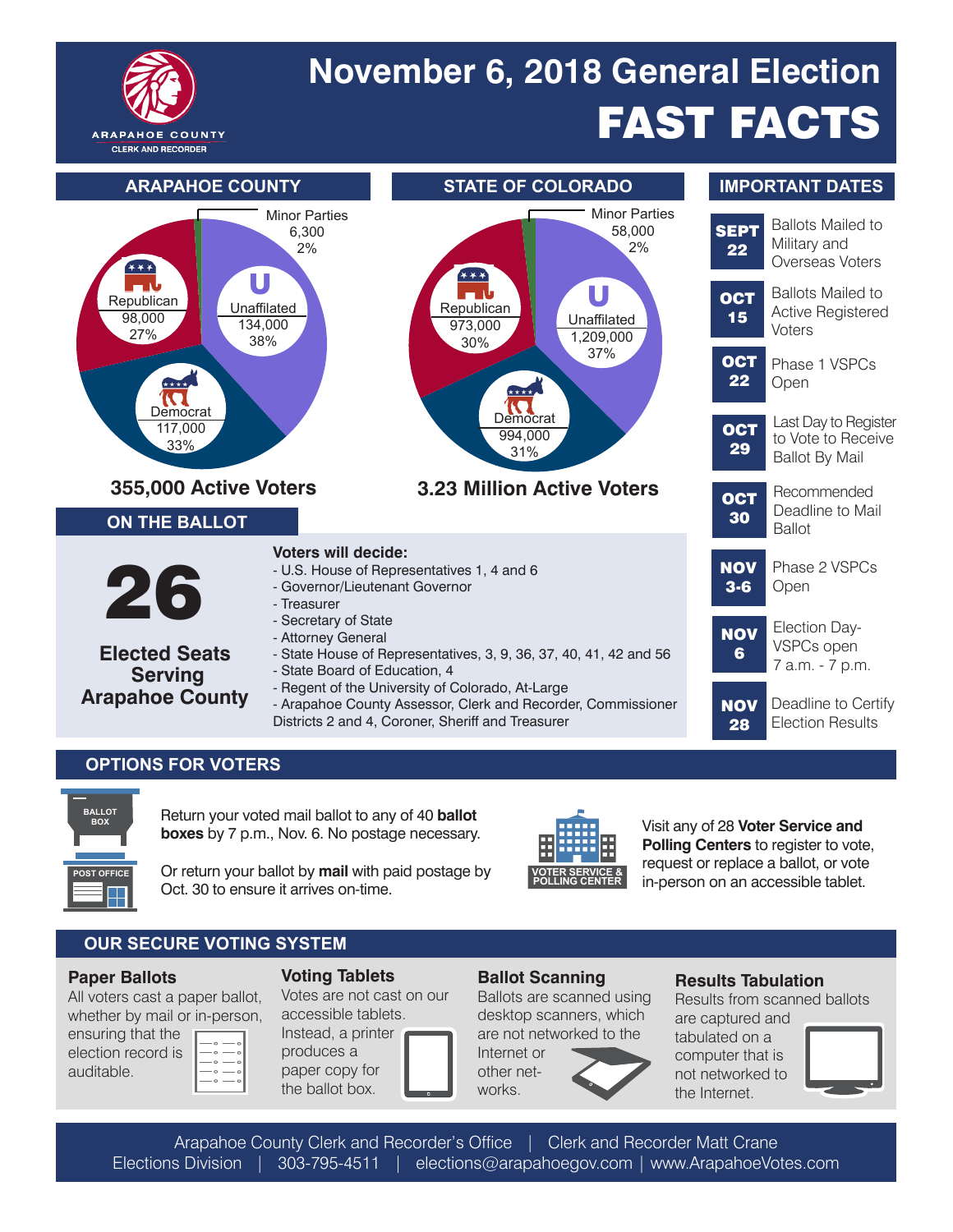ARAPAHOE COUNTY
CLERK AND RECORDER

# November 6, 2018 General Election FAST FACTS

## ARAPAHOE COUNTY

- Minor Parties 6,300 2%
- Unaffiliated 134,000 38%
- Democrat 117,000 33%
- Republican 98,000 27%

**355,000 Active Voters**

## STATE OF COLORADO

- Minor Parties 58,000 2%
- Unaffiliated 1,209,000 37%
- Democrat 994,000 31%
- Republican 973,000 30%

**3.23 Million Active Voters**

## IMPORTANT DATES

| Date | Event |
|---|---|
| SEPT 22 | Ballots Mailed to Military and Overseas Voters |
| OCT 15 | Ballots Mailed to Active Registered Voters |
| OCT 22 | Phase 1 VSPCs Open |
| OCT 29 | Last Day to Register to Vote to Receive Ballot By Mail |
| OCT 30 | Recommended Deadline to Mail Ballot |
| NOV 3-6 | Phase 2 VSPCs Open |
| NOV 6 | Election Day- VSPCs open 7 a.m. - 7 p.m. |
| NOV 28 | Deadline to Certify Election Results |

## ON THE BALLOT

**26**

**Elected Seats Serving Arapahoe County**

**Voters will decide:**

- U.S. House of Representatives 1, 4 and 6
- Governor/Lieutenant Governor
- Treasurer
- Secretary of State
- Attorney General
- State House of Representatives, 3, 9, 36, 37, 40, 41, 42 and 56
- State Board of Education, 4
- Regent of the University of Colorado, At-Large
- Arapahoe County Assessor, Clerk and Recorder, Commissioner Districts 2 and 4, Coroner, Sheriff and Treasurer

## OPTIONS FOR VOTERS

BALLOT BOX

Return your voted mail ballot to any of 40 **ballot boxes** by 7 p.m., Nov. 6. No postage necessary.

POST OFFICE

Or return your ballot by **mail** with paid postage by Oct. 30 to ensure it arrives on-time.

VOTER SERVICE & POLLING CENTER

Visit any of 28 **Voter Service and Polling Centers** to register to vote, request or replace a ballot, or vote in-person on an accessible tablet.

## OUR SECURE VOTING SYSTEM

### Paper Ballots

All voters cast a paper ballot, whether by mail or in-person, ensuring that the election record is auditable.

### Voting Tablets

Votes are not cast on our accessible tablets. Instead, a printer produces a paper copy for the ballot box.

### Ballot Scanning

Ballots are scanned using desktop scanners, which are not networked to the Internet or other networks.

### Results Tabulation

Results from scanned ballots are captured and tabulated on a computer that is not networked to the Internet.

Arapahoe County Clerk and Recorder's Office | Clerk and Recorder Matt Crane
Elections Division | 303-795-4511 | elections@arapahoegov.com | www.ArapahoeVotes.com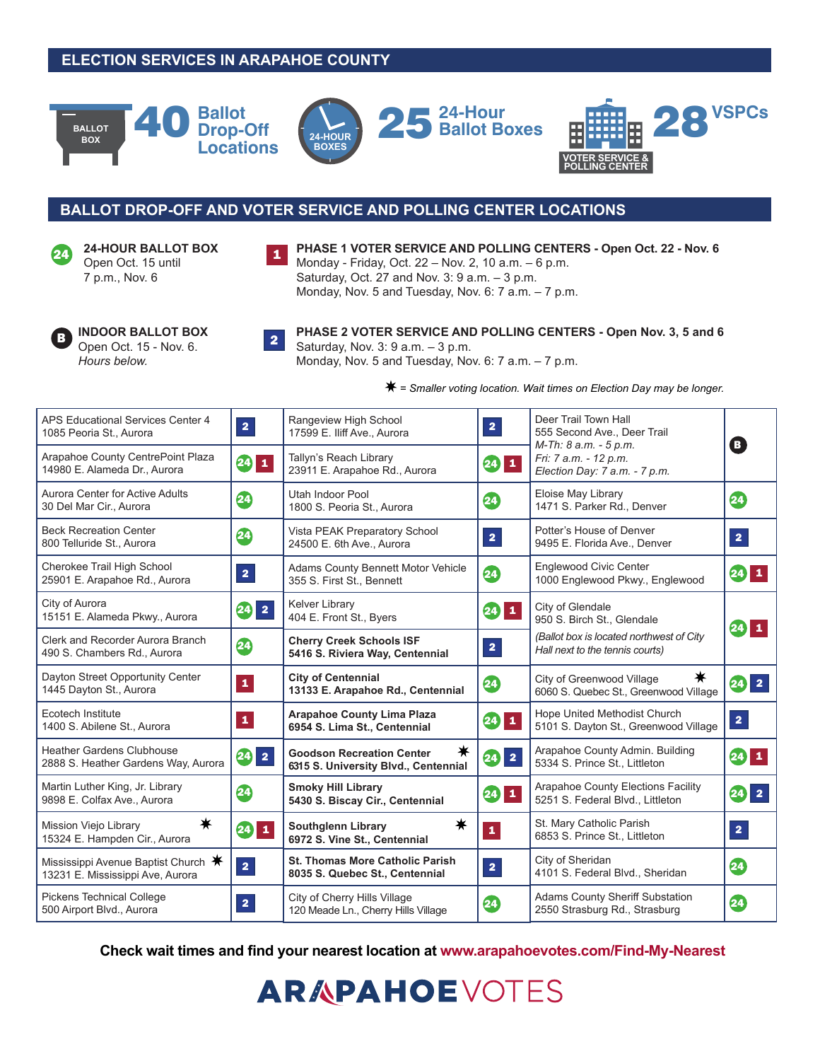## ELECTION SERVICES IN ARAPAHOE COUNTY

**40** Ballot Drop-Off Locations

**25** 24-Hour Ballot Boxes

**28** VSPCs (Voter Service & Polling Center)

## BALLOT DROP-OFF AND VOTER SERVICE AND POLLING CENTER LOCATIONS

**24** — **24-HOUR BALLOT BOX**
Open Oct. 15 until 7 p.m., Nov. 6

**B** — **INDOOR BALLOT BOX**
Open Oct. 15 - Nov. 6.
*Hours below.*

**1** — **PHASE 1 VOTER SERVICE AND POLLING CENTERS - Open Oct. 22 - Nov. 6**
Monday - Friday, Oct. 22 – Nov. 2, 10 a.m. – 6 p.m.
Saturday, Oct. 27 and Nov. 3: 9 a.m. – 3 p.m.
Monday, Nov. 5 and Tuesday, Nov. 6: 7 a.m. – 7 p.m.

**2** — **PHASE 2 VOTER SERVICE AND POLLING CENTERS - Open Nov. 3, 5 and 6**
Saturday, Nov. 3: 9 a.m. – 3 p.m.
Monday, Nov. 5 and Tuesday, Nov. 6: 7 a.m. – 7 p.m.

✷ = *Smaller voting location. Wait times on Election Day may be longer.*

| | |
|---|---|
| APS Educational Services Center 4, 1085 Peoria St., Aurora | 2 |
| Arapahoe County CentrePoint Plaza, 14980 E. Alameda Dr., Aurora | 24, 1 |
| Aurora Center for Active Adults, 30 Del Mar Cir., Aurora | 24 |
| Beck Recreation Center, 800 Telluride St., Aurora | 24 |
| Cherokee Trail High School, 25901 E. Arapahoe Rd., Aurora | 2 |
| City of Aurora, 15151 E. Alameda Pkwy., Aurora | 24, 2 |
| Clerk and Recorder Aurora Branch, 490 S. Chambers Rd., Aurora | 24 |
| Dayton Street Opportunity Center, 1445 Dayton St., Aurora | 1 |
| Ecotech Institute, 1400 S. Abilene St., Aurora | 1 |
| Heather Gardens Clubhouse, 2888 S. Heather Gardens Way, Aurora | 24, 2 |
| Martin Luther King, Jr. Library, 9898 E. Colfax Ave., Aurora | 24 |
| Mission Viejo Library ✷, 15324 E. Hampden Cir., Aurora | 24, 1 |
| Mississippi Avenue Baptist Church ✷, 13231 E. Mississippi Ave, Aurora | 2 |
| Pickens Technical College, 500 Airport Blvd., Aurora | 2 |
| Rangeview High School, 17599 E. Iliff Ave., Aurora | 2 |
| Tallyn's Reach Library, 23911 E. Arapahoe Rd., Aurora | 24, 1 |
| Utah Indoor Pool, 1800 S. Peoria St., Aurora | 24 |
| Vista PEAK Preparatory School, 24500 E. 6th Ave., Aurora | 2 |
| Adams County Bennett Motor Vehicle, 355 S. First St., Bennett | 24 |
| Kelver Library, 404 E. Front St., Byers | 24, 1 |
| **Cherry Creek Schools ISF, 5416 S. Riviera Way, Centennial** | 2 |
| **City of Centennial, 13133 E. Arapahoe Rd., Centennial** | 24 |
| **Arapahoe County Lima Plaza, 6954 S. Lima St., Centennial** | 24, 1 |
| **Goodson Recreation Center ✷, 6315 S. University Blvd., Centennial** | 24, 2 |
| **Smoky Hill Library, 5430 S. Biscay Cir., Centennial** | 24, 1 |
| **Southglenn Library ✷, 6972 S. Vine St., Centennial** | 1 |
| **St. Thomas More Catholic Parish, 8035 S. Quebec St., Centennial** | 2 |
| City of Cherry Hills Village, 120 Meade Ln., Cherry Hills Village | 24 |
| Deer Trail Town Hall, 555 Second Ave., Deer Trail; *M-Th: 8 a.m. - 5 p.m. Fri: 7 a.m. - 12 p.m. Election Day: 7 a.m. - 7 p.m.* | B |
| Eloise May Library, 1471 S. Parker Rd., Denver | 24 |
| Potter's House of Denver, 9495 E. Florida Ave., Denver | 2 |
| Englewood Civic Center, 1000 Englewood Pkwy., Englewood | 24, 1 |
| City of Glendale, 950 S. Birch St., Glendale *(Ballot box is located northwest of City Hall next to the tennis courts)* | 24, 1 |
| City of Greenwood Village ✷, 6060 S. Quebec St., Greenwood Village | 24, 2 |
| Hope United Methodist Church, 5101 S. Dayton St., Greenwood Village | 2 |
| Arapahoe County Admin. Building, 5334 S. Prince St., Littleton | 24, 1 |
| Arapahoe County Elections Facility, 5251 S. Federal Blvd., Littleton | 24, 2 |
| St. Mary Catholic Parish, 6853 S. Prince St., Littleton | 2 |
| City of Sheridan, 4101 S. Federal Blvd., Sheridan | 24 |
| Adams County Sheriff Substation, 2550 Strasburg Rd., Strasburg | 24 |

**Check wait times and find your nearest location at www.arapahoevotes.com/Find-My-Nearest**

ARAPAHOE VOTES